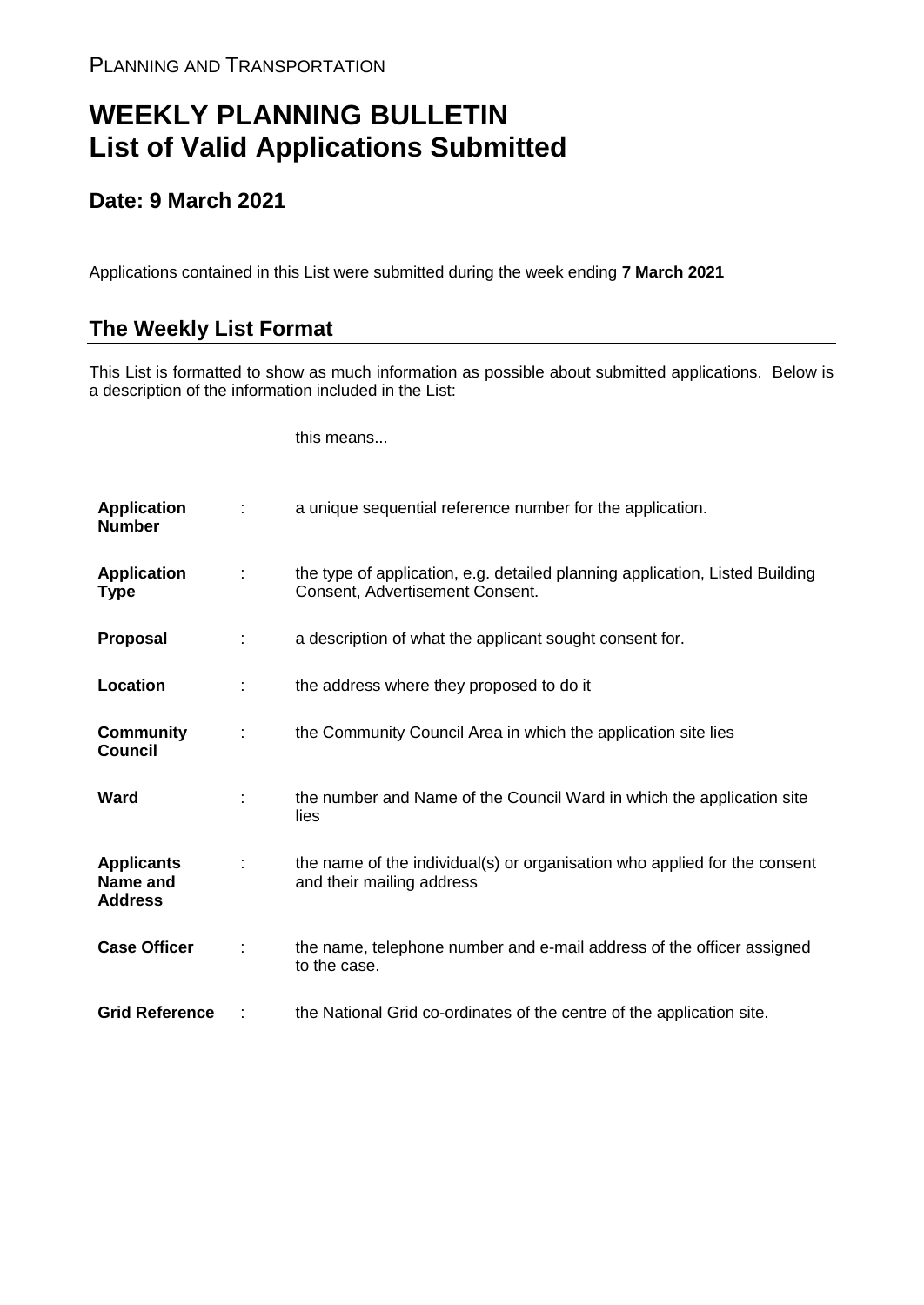PLANNING AND TRANSPORTATION

# WEEKLY PLANNING BULLETIN
# List of Valid Applications Submitted

## Date: 9 March 2021

Applications contained in this List were submitted during the week ending **7 March 2021**

## The Weekly List Format

This List is formatted to show as much information as possible about submitted applications. Below is a description of the information included in the List:

| | | this means... |
|---|---|---|
| **Application Number** | : | a unique sequential reference number for the application. |
| **Application Type** | : | the type of application, e.g. detailed planning application, Listed Building Consent, Advertisement Consent. |
| **Proposal** | : | a description of what the applicant sought consent for. |
| **Location** | : | the address where they proposed to do it |
| **Community Council** | : | the Community Council Area in which the application site lies |
| **Ward** | : | the number and Name of the Council Ward in which the application site lies |
| **Applicants Name and Address** | : | the name of the individual(s) or organisation who applied for the consent and their mailing address |
| **Case Officer** | : | the name, telephone number and e-mail address of the officer assigned to the case. |
| **Grid Reference** | : | the National Grid co-ordinates of the centre of the application site. |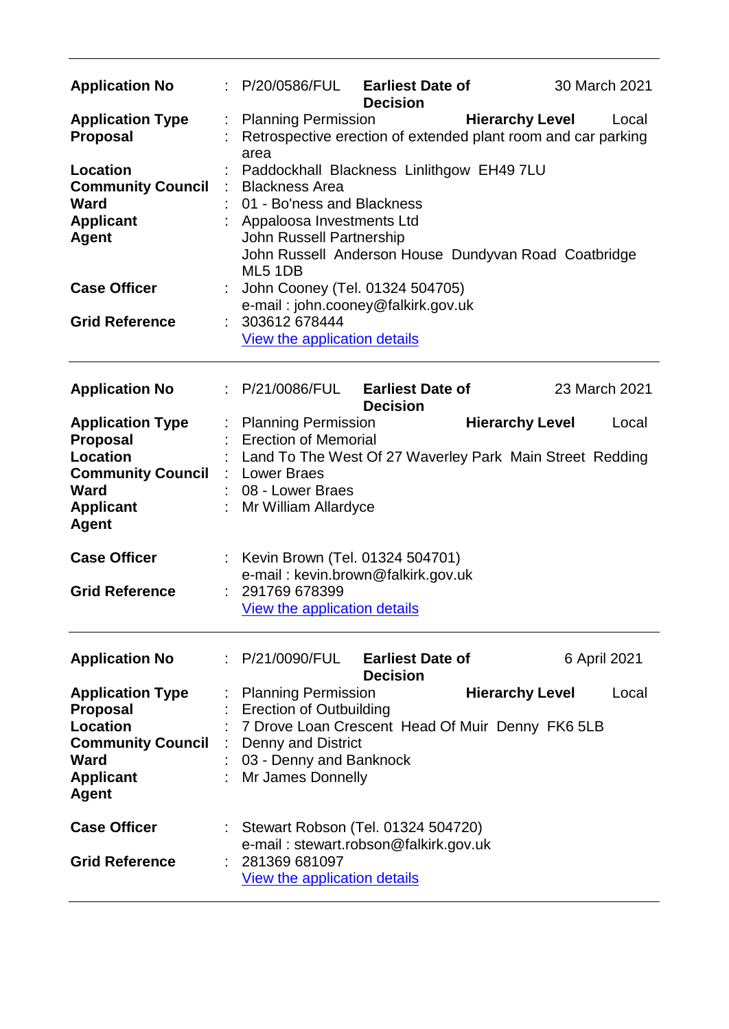| | | |
|---|---|---|
| **Application No** | : P/20/0586/FUL **Earliest Date of Decision** | 30 March 2021 |
| **Application Type** | : Planning Permission **Hierarchy Level** | Local |
| **Proposal** | : Retrospective erection of extended plant room and car parking area | |
| **Location** | : Paddockhall Blackness Linlithgow EH49 7LU | |
| **Community Council** | : Blackness Area | |
| **Ward** | : 01 - Bo'ness and Blackness | |
| **Applicant** | : Appaloosa Investments Ltd | |
| **Agent** | John Russell Partnership<br>John Russell Anderson House Dundyvan Road Coatbridge ML5 1DB | |
| **Case Officer** | : John Cooney (Tel. 01324 504705)<br>e-mail : john.cooney@falkirk.gov.uk | |
| **Grid Reference** | : 303612 678444<br>View the application details | |

---

| | | |
|---|---|---|
| **Application No** | : P/21/0086/FUL **Earliest Date of Decision** | 23 March 2021 |
| **Application Type** | : Planning Permission **Hierarchy Level** | Local |
| **Proposal** | : Erection of Memorial | |
| **Location** | : Land To The West Of 27 Waverley Park Main Street Redding | |
| **Community Council** | : Lower Braes | |
| **Ward** | : 08 - Lower Braes | |
| **Applicant** | : Mr William Allardyce | |
| **Agent** | | |
| **Case Officer** | : Kevin Brown (Tel. 01324 504701)<br>e-mail : kevin.brown@falkirk.gov.uk | |
| **Grid Reference** | : 291769 678399<br>View the application details | |

---

| | | |
|---|---|---|
| **Application No** | : P/21/0090/FUL **Earliest Date of Decision** | 6 April 2021 |
| **Application Type** | : Planning Permission **Hierarchy Level** | Local |
| **Proposal** | : Erection of Outbuilding | |
| **Location** | : 7 Drove Loan Crescent Head Of Muir Denny FK6 5LB | |
| **Community Council** | : Denny and District | |
| **Ward** | : 03 - Denny and Banknock | |
| **Applicant** | : Mr James Donnelly | |
| **Agent** | | |
| **Case Officer** | : Stewart Robson (Tel. 01324 504720)<br>e-mail : stewart.robson@falkirk.gov.uk | |
| **Grid Reference** | : 281369 681097<br>View the application details | |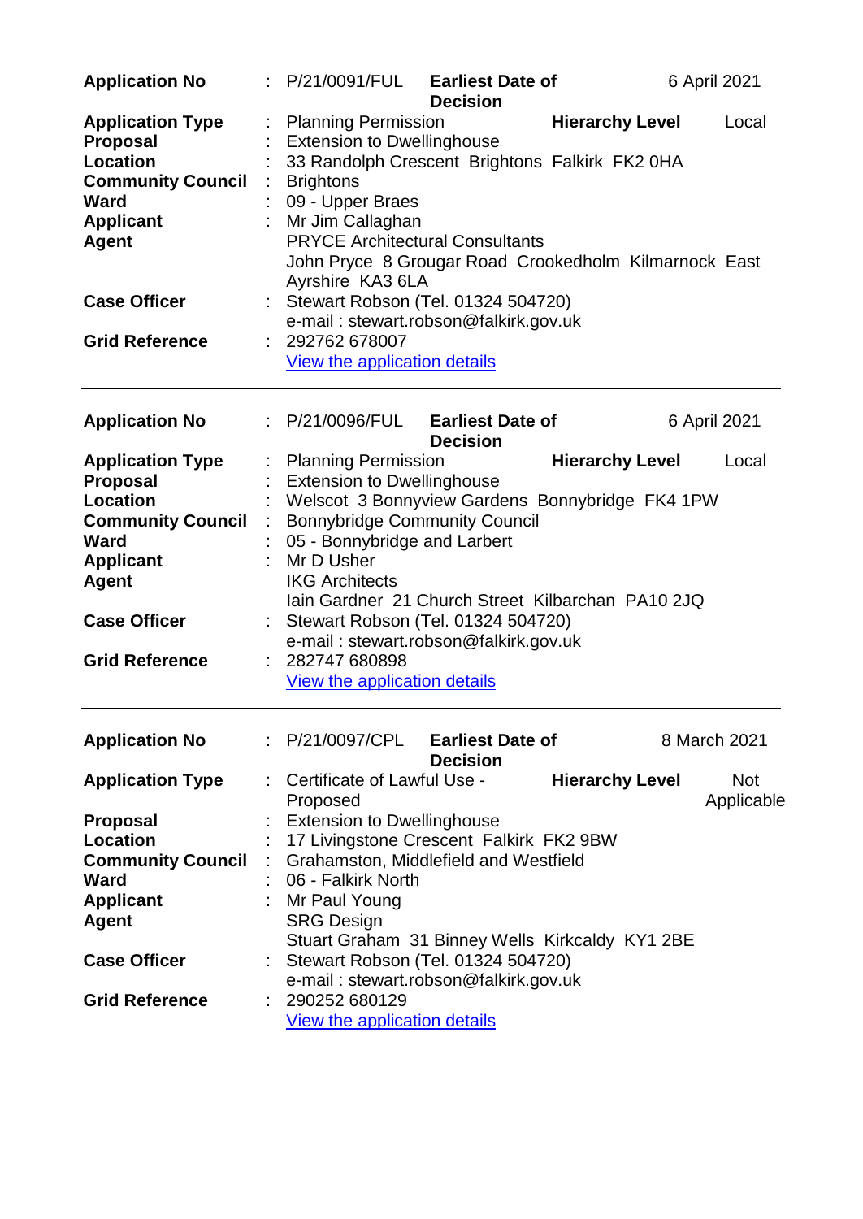---

| | | | | |
|---|---|---|---|---|
| **Application No** | : P/21/0091/FUL | **Earliest Date of Decision** | | 6 April 2021 |
| **Application Type** | : Planning Permission | | **Hierarchy Level** | Local |
| **Proposal** | : Extension to Dwellinghouse | | | |
| **Location** | : 33 Randolph Crescent Brightons Falkirk FK2 0HA | | | |
| **Community Council** | : Brightons | | | |
| **Ward** | : 09 - Upper Braes | | | |
| **Applicant** | : Mr Jim Callaghan | | | |
| **Agent** | PRYCE Architectural Consultants<br>John Pryce 8 Grougar Road Crookedholm Kilmarnock East Ayrshire KA3 6LA | | | |
| **Case Officer** | : Stewart Robson (Tel. 01324 504720)<br>e-mail : stewart.robson@falkirk.gov.uk | | | |
| **Grid Reference** | : 292762 678007<br>View the application details | | | |

---

| | | | | |
|---|---|---|---|---|
| **Application No** | : P/21/0096/FUL | **Earliest Date of Decision** | | 6 April 2021 |
| **Application Type** | : Planning Permission | | **Hierarchy Level** | Local |
| **Proposal** | : Extension to Dwellinghouse | | | |
| **Location** | : Welscot 3 Bonnyview Gardens Bonnybridge FK4 1PW | | | |
| **Community Council** | : Bonnybridge Community Council | | | |
| **Ward** | : 05 - Bonnybridge and Larbert | | | |
| **Applicant** | : Mr D Usher | | | |
| **Agent** | IKG Architects<br>Iain Gardner 21 Church Street Kilbarchan PA10 2JQ | | | |
| **Case Officer** | : Stewart Robson (Tel. 01324 504720)<br>e-mail : stewart.robson@falkirk.gov.uk | | | |
| **Grid Reference** | : 282747 680898<br>View the application details | | | |

---

| | | | | |
|---|---|---|---|---|
| **Application No** | : P/21/0097/CPL | **Earliest Date of Decision** | | 8 March 2021 |
| **Application Type** | : Certificate of Lawful Use - Proposed | | **Hierarchy Level** | Not Applicable |
| **Proposal** | : Extension to Dwellinghouse | | | |
| **Location** | : 17 Livingstone Crescent Falkirk FK2 9BW | | | |
| **Community Council** | : Grahamston, Middlefield and Westfield | | | |
| **Ward** | : 06 - Falkirk North | | | |
| **Applicant** | : Mr Paul Young | | | |
| **Agent** | SRG Design<br>Stuart Graham 31 Binney Wells Kirkcaldy KY1 2BE | | | |
| **Case Officer** | : Stewart Robson (Tel. 01324 504720)<br>e-mail : stewart.robson@falkirk.gov.uk | | | |
| **Grid Reference** | : 290252 680129<br>View the application details | | | |

---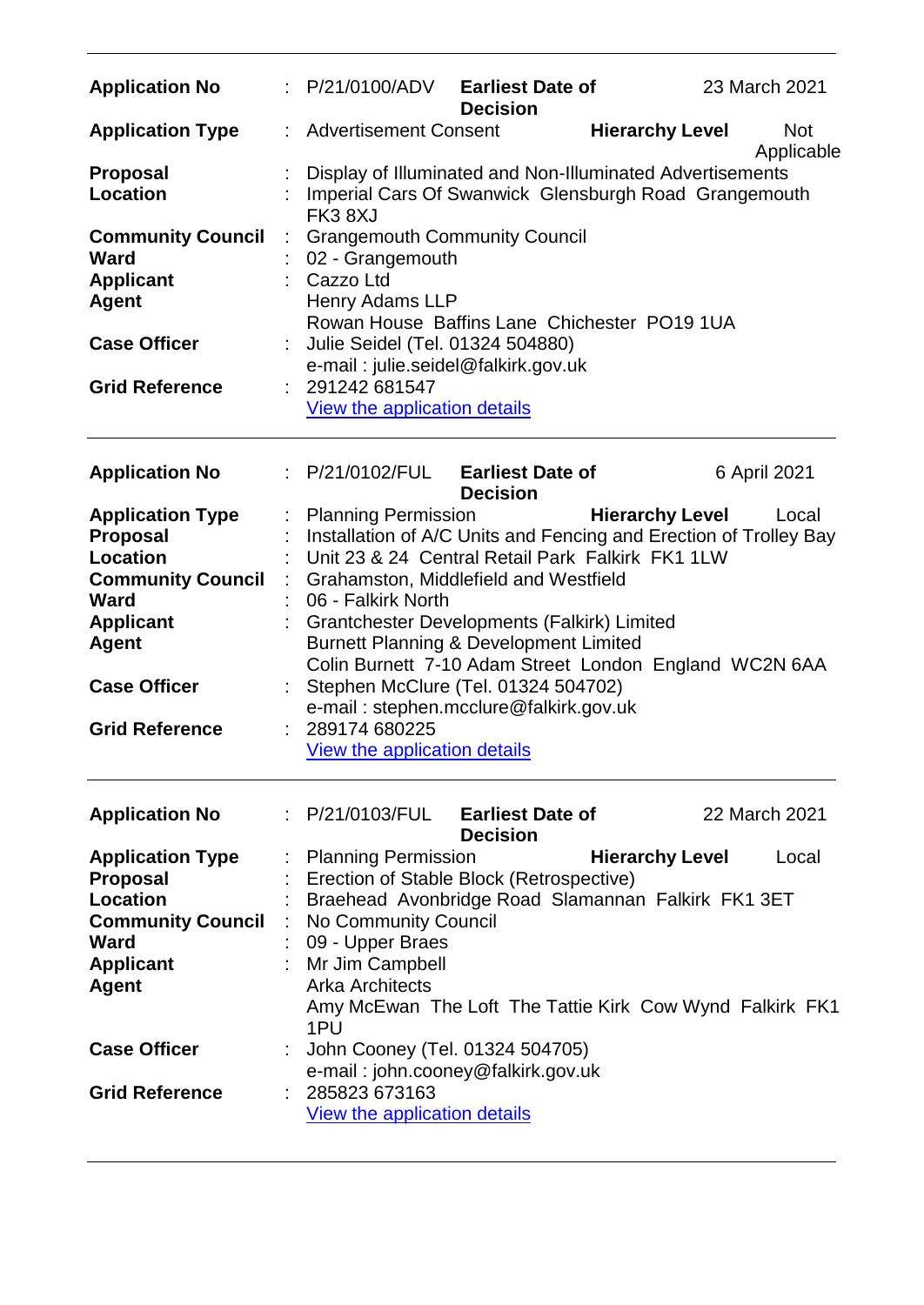| | | | | |
|---|---|---|---|---|
| **Application No** | : P/21/0100/ADV | **Earliest Date of Decision** | | 23 March 2021 |
| **Application Type** | : Advertisement Consent | | **Hierarchy Level** | Not Applicable |
| **Proposal** | : Display of Illuminated and Non-Illuminated Advertisements | | | |
| **Location** | : Imperial Cars Of Swanwick Glensburgh Road Grangemouth FK3 8XJ | | | |
| **Community Council** | : Grangemouth Community Council | | | |
| **Ward** | : 02 - Grangemouth | | | |
| **Applicant** | : Cazzo Ltd | | | |
| **Agent** | Henry Adams LLP<br>Rowan House Baffins Lane Chichester PO19 1UA | | | |
| **Case Officer** | : Julie Seidel (Tel. 01324 504880)<br>e-mail : julie.seidel@falkirk.gov.uk | | | |
| **Grid Reference** | : 291242 681547<br>View the application details | | | |

| | | | | |
|---|---|---|---|---|
| **Application No** | : P/21/0102/FUL | **Earliest Date of Decision** | | 6 April 2021 |
| **Application Type** | : Planning Permission | | **Hierarchy Level** | Local |
| **Proposal** | : Installation of A/C Units and Fencing and Erection of Trolley Bay | | | |
| **Location** | : Unit 23 & 24 Central Retail Park Falkirk FK1 1LW | | | |
| **Community Council** | : Grahamston, Middlefield and Westfield | | | |
| **Ward** | : 06 - Falkirk North | | | |
| **Applicant** | : Grantchester Developments (Falkirk) Limited | | | |
| **Agent** | Burnett Planning & Development Limited<br>Colin Burnett 7-10 Adam Street London England WC2N 6AA | | | |
| **Case Officer** | : Stephen McClure (Tel. 01324 504702)<br>e-mail : stephen.mcclure@falkirk.gov.uk | | | |
| **Grid Reference** | : 289174 680225<br>View the application details | | | |

| | | | | |
|---|---|---|---|---|
| **Application No** | : P/21/0103/FUL | **Earliest Date of Decision** | | 22 March 2021 |
| **Application Type** | : Planning Permission | | **Hierarchy Level** | Local |
| **Proposal** | : Erection of Stable Block (Retrospective) | | | |
| **Location** | : Braehead Avonbridge Road Slamannan Falkirk FK1 3ET | | | |
| **Community Council** | : No Community Council | | | |
| **Ward** | : 09 - Upper Braes | | | |
| **Applicant** | : Mr Jim Campbell | | | |
| **Agent** | Arka Architects<br>Amy McEwan The Loft The Tattie Kirk Cow Wynd Falkirk FK1 1PU | | | |
| **Case Officer** | : John Cooney (Tel. 01324 504705)<br>e-mail : john.cooney@falkirk.gov.uk | | | |
| **Grid Reference** | : 285823 673163<br>View the application details | | | |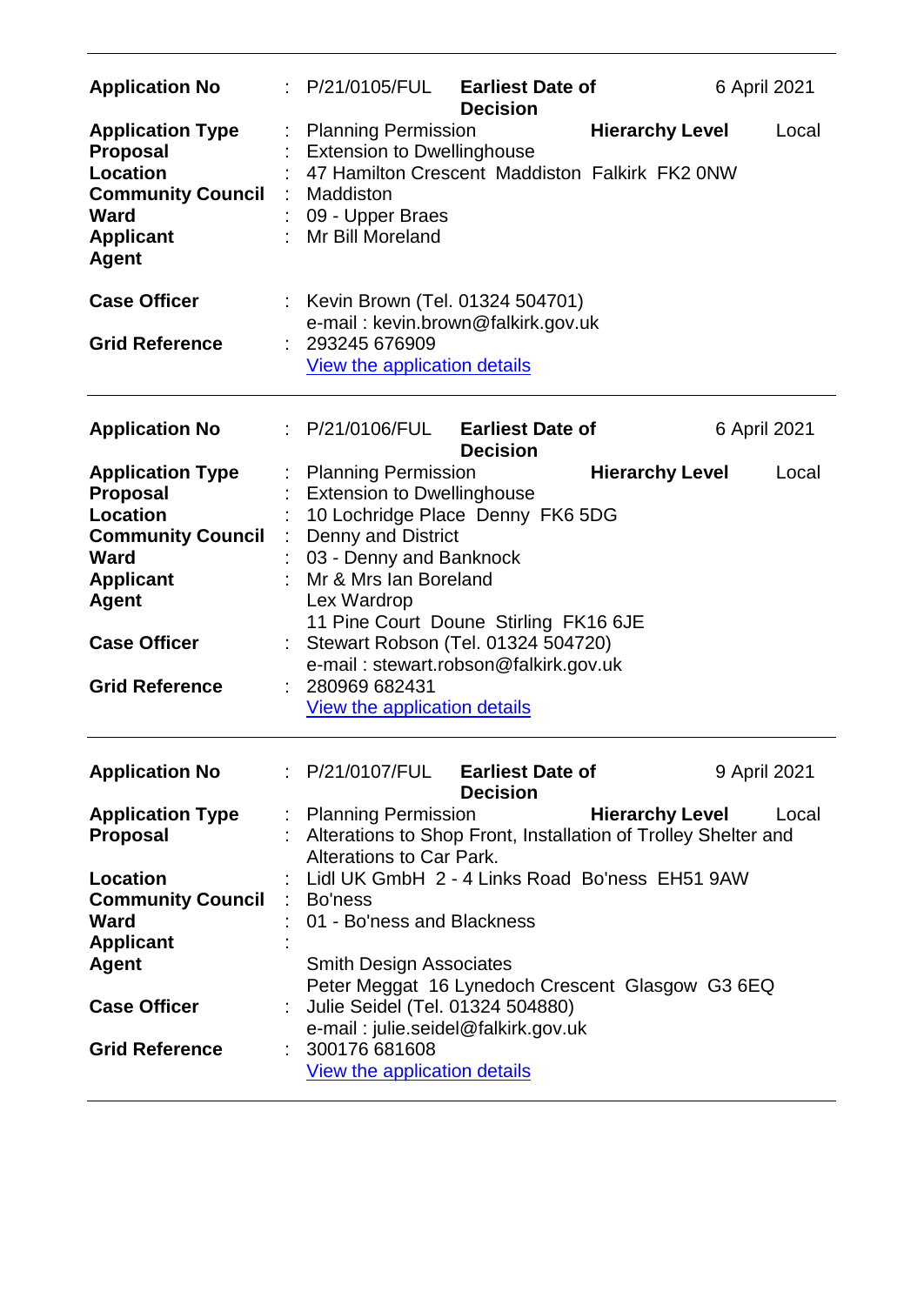| | | | |
|---|---|---|---|
| **Application No** | : P/21/0105/FUL | **Earliest Date of Decision** | 6 April 2021 |
| **Application Type** | : Planning Permission | **Hierarchy Level** | Local |
| **Proposal** | : Extension to Dwellinghouse | | |
| **Location** | : 47 Hamilton Crescent Maddiston Falkirk FK2 0NW | | |
| **Community Council** | : Maddiston | | |
| **Ward** | : 09 - Upper Braes | | |
| **Applicant** | : Mr Bill Moreland | | |
| **Agent** | | | |
| **Case Officer** | : Kevin Brown (Tel. 01324 504701) e-mail : kevin.brown@falkirk.gov.uk | | |
| **Grid Reference** | : 293245 676909 | | |
| | View the application details | | |

---

| | | | |
|---|---|---|---|
| **Application No** | : P/21/0106/FUL | **Earliest Date of Decision** | 6 April 2021 |
| **Application Type** | : Planning Permission | **Hierarchy Level** | Local |
| **Proposal** | : Extension to Dwellinghouse | | |
| **Location** | : 10 Lochridge Place Denny FK6 5DG | | |
| **Community Council** | : Denny and District | | |
| **Ward** | : 03 - Denny and Banknock | | |
| **Applicant** | : Mr & Mrs Ian Boreland | | |
| **Agent** | Lex Wardrop 11 Pine Court Doune Stirling FK16 6JE | | |
| **Case Officer** | : Stewart Robson (Tel. 01324 504720) e-mail : stewart.robson@falkirk.gov.uk | | |
| **Grid Reference** | : 280969 682431 | | |
| | View the application details | | |

---

| | | | |
|---|---|---|---|
| **Application No** | : P/21/0107/FUL | **Earliest Date of Decision** | 9 April 2021 |
| **Application Type** | : Planning Permission | **Hierarchy Level** | Local |
| **Proposal** | : Alterations to Shop Front, Installation of Trolley Shelter and Alterations to Car Park. | | |
| **Location** | : Lidl UK GmbH 2 - 4 Links Road Bo'ness EH51 9AW | | |
| **Community Council** | : Bo'ness | | |
| **Ward** | : 01 - Bo'ness and Blackness | | |
| **Applicant** | : | | |
| **Agent** | Smith Design Associates Peter Meggat 16 Lynedoch Crescent Glasgow G3 6EQ | | |
| **Case Officer** | : Julie Seidel (Tel. 01324 504880) e-mail : julie.seidel@falkirk.gov.uk | | |
| **Grid Reference** | : 300176 681608 | | |
| | View the application details | | |